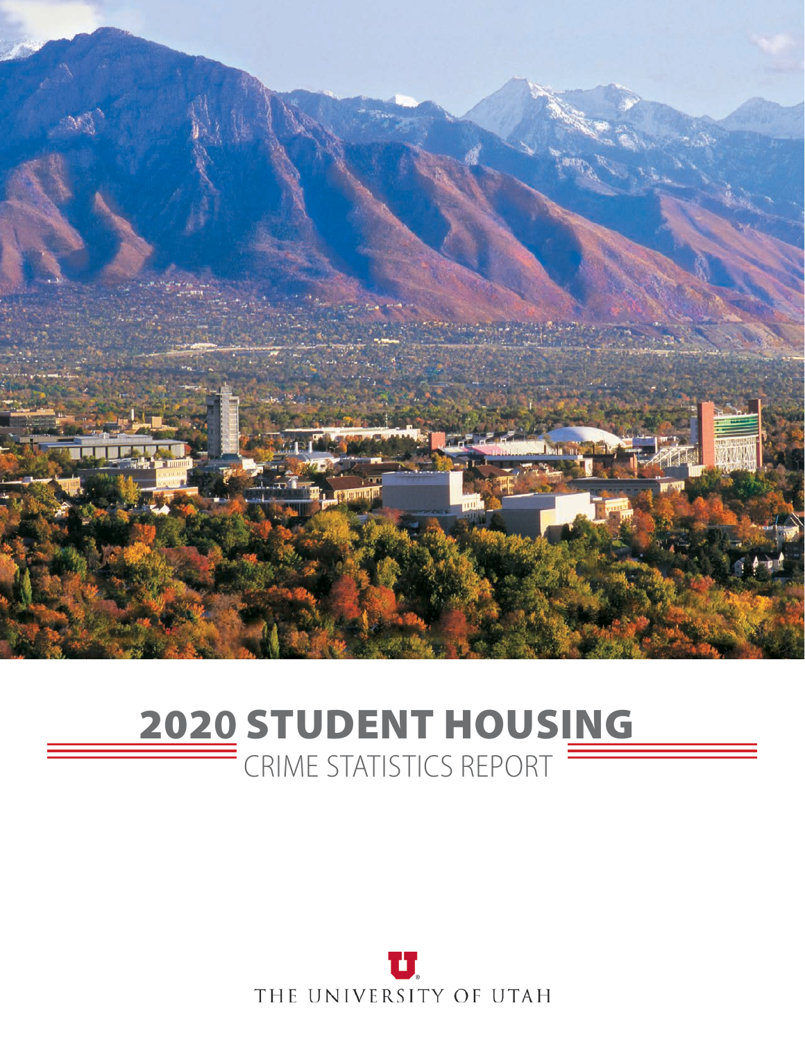# 2020 STUDENT HOUSING

## CRIME STATISTICS REPORT

THE UNIVERSITY OF UTAH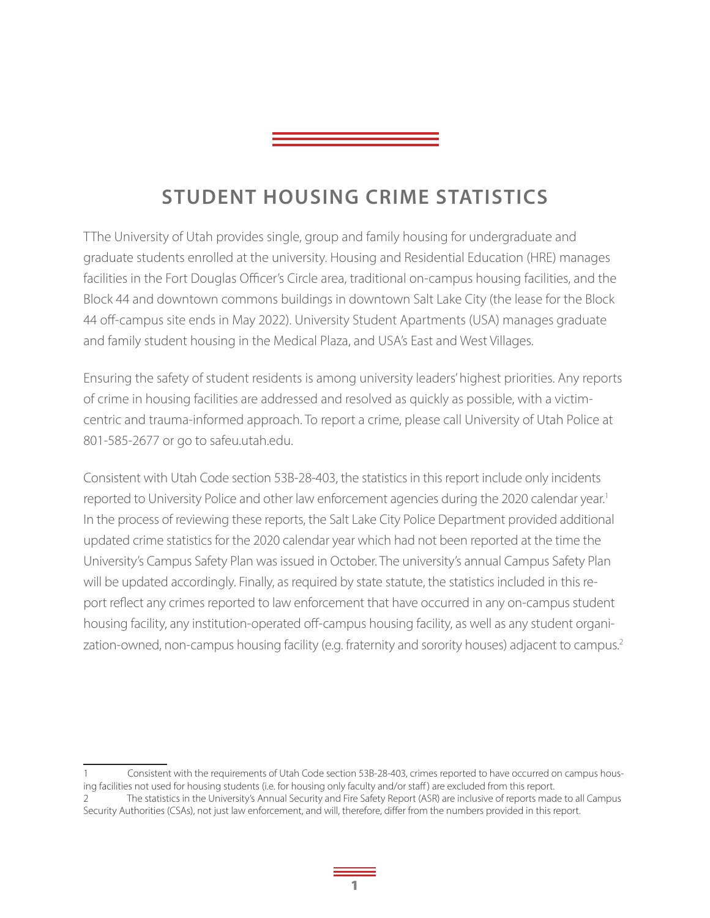# STUDENT HOUSING CRIME STATISTICS

TThe University of Utah provides single, group and family housing for undergraduate and graduate students enrolled at the university. Housing and Residential Education (HRE) manages facilities in the Fort Douglas Officer's Circle area, traditional on-campus housing facilities, and the Block 44 and downtown commons buildings in downtown Salt Lake City (the lease for the Block 44 off-campus site ends in May 2022). University Student Apartments (USA) manages graduate and family student housing in the Medical Plaza, and USA's East and West Villages.

Ensuring the safety of student residents is among university leaders' highest priorities. Any reports of crime in housing facilities are addressed and resolved as quickly as possible, with a victim-centric and trauma-informed approach. To report a crime, please call University of Utah Police at 801-585-2677 or go to safeu.utah.edu.

Consistent with Utah Code section 53B-28-403, the statistics in this report include only incidents reported to University Police and other law enforcement agencies during the 2020 calendar year.[1] In the process of reviewing these reports, the Salt Lake City Police Department provided additional updated crime statistics for the 2020 calendar year which had not been reported at the time the University's Campus Safety Plan was issued in October. The university's annual Campus Safety Plan will be updated accordingly. Finally, as required by state statute, the statistics included in this report reflect any crimes reported to law enforcement that have occurred in any on-campus student housing facility, any institution-operated off-campus housing facility, as well as any student organization-owned, non-campus housing facility (e.g. fraternity and sorority houses) adjacent to campus.[2]

---

1 Consistent with the requirements of Utah Code section 53B-28-403, crimes reported to have occurred on campus housing facilities not used for housing students (i.e. for housing only faculty and/or staff) are excluded from this report.

2 The statistics in the University's Annual Security and Fire Safety Report (ASR) are inclusive of reports made to all Campus Security Authorities (CSAs), not just law enforcement, and will, therefore, differ from the numbers provided in this report.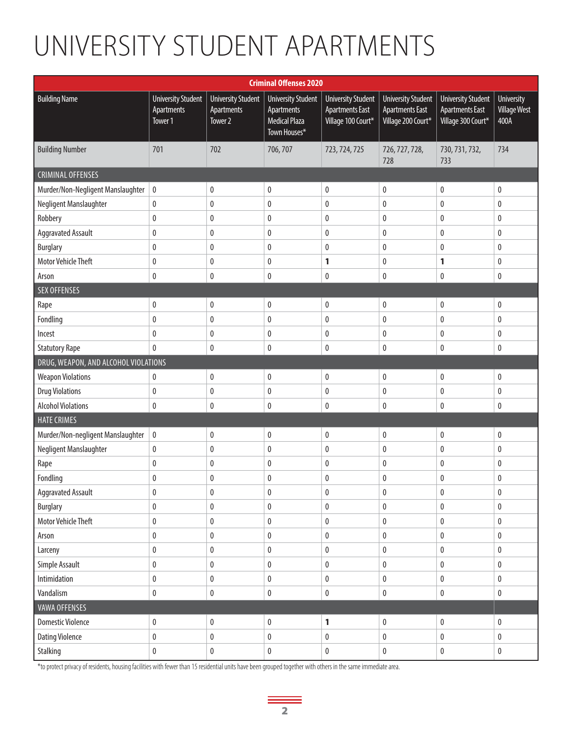# UNIVERSITY STUDENT APARTMENTS

| Criminal Offenses 2020 | | | | | | | |
|---|---|---|---|---|---|---|---|
| Building Name | University Student Apartments Tower 1 | University Student Apartments Tower 2 | University Student Apartments Medical Plaza Town Houses* | University Student Apartments East Village 100 Court* | University Student Apartments East Village 200 Court* | University Student Apartments East Village 300 Court* | University Village West 400A |
| Building Number | 701 | 702 | 706, 707 | 723, 724, 725 | 726, 727, 728, 728 | 730, 731, 732, 733 | 734 |
| CRIMINAL OFFENSES | | | | | | | |
| Murder/Non-Negligent Manslaughter | 0 | 0 | 0 | 0 | 0 | 0 | 0 |
| Negligent Manslaughter | 0 | 0 | 0 | 0 | 0 | 0 | 0 |
| Robbery | 0 | 0 | 0 | 0 | 0 | 0 | 0 |
| Aggravated Assault | 0 | 0 | 0 | 0 | 0 | 0 | 0 |
| Burglary | 0 | 0 | 0 | 0 | 0 | 0 | 0 |
| Motor Vehicle Theft | 0 | 0 | 0 | **1** | 0 | **1** | 0 |
| Arson | 0 | 0 | 0 | 0 | 0 | 0 | 0 |
| SEX OFFENSES | | | | | | | |
| Rape | 0 | 0 | 0 | 0 | 0 | 0 | 0 |
| Fondling | 0 | 0 | 0 | 0 | 0 | 0 | 0 |
| Incest | 0 | 0 | 0 | 0 | 0 | 0 | 0 |
| Statutory Rape | 0 | 0 | 0 | 0 | 0 | 0 | 0 |
| DRUG, WEAPON, AND ALCOHOL VIOLATIONS | | | | | | | |
| Weapon Violations | 0 | 0 | 0 | 0 | 0 | 0 | 0 |
| Drug Violations | 0 | 0 | 0 | 0 | 0 | 0 | 0 |
| Alcohol Violations | 0 | 0 | 0 | 0 | 0 | 0 | 0 |
| HATE CRIMES | | | | | | | |
| Murder/Non-negligent Manslaughter | 0 | 0 | 0 | 0 | 0 | 0 | 0 |
| Negligent Manslaughter | 0 | 0 | 0 | 0 | 0 | 0 | 0 |
| Rape | 0 | 0 | 0 | 0 | 0 | 0 | 0 |
| Fondling | 0 | 0 | 0 | 0 | 0 | 0 | 0 |
| Aggravated Assault | 0 | 0 | 0 | 0 | 0 | 0 | 0 |
| Burglary | 0 | 0 | 0 | 0 | 0 | 0 | 0 |
| Motor Vehicle Theft | 0 | 0 | 0 | 0 | 0 | 0 | 0 |
| Arson | 0 | 0 | 0 | 0 | 0 | 0 | 0 |
| Larceny | 0 | 0 | 0 | 0 | 0 | 0 | 0 |
| Simple Assault | 0 | 0 | 0 | 0 | 0 | 0 | 0 |
| Intimidation | 0 | 0 | 0 | 0 | 0 | 0 | 0 |
| Vandalism | 0 | 0 | 0 | 0 | 0 | 0 | 0 |
| VAWA OFFENSES | | | | | | | |
| Domestic Violence | 0 | 0 | 0 | **1** | 0 | 0 | 0 |
| Dating Violence | 0 | 0 | 0 | 0 | 0 | 0 | 0 |
| Stalking | 0 | 0 | 0 | 0 | 0 | 0 | 0 |

*to protect privacy of residents, housing facilities with fewer than 15 residential units have been grouped together with others in the same immediate area.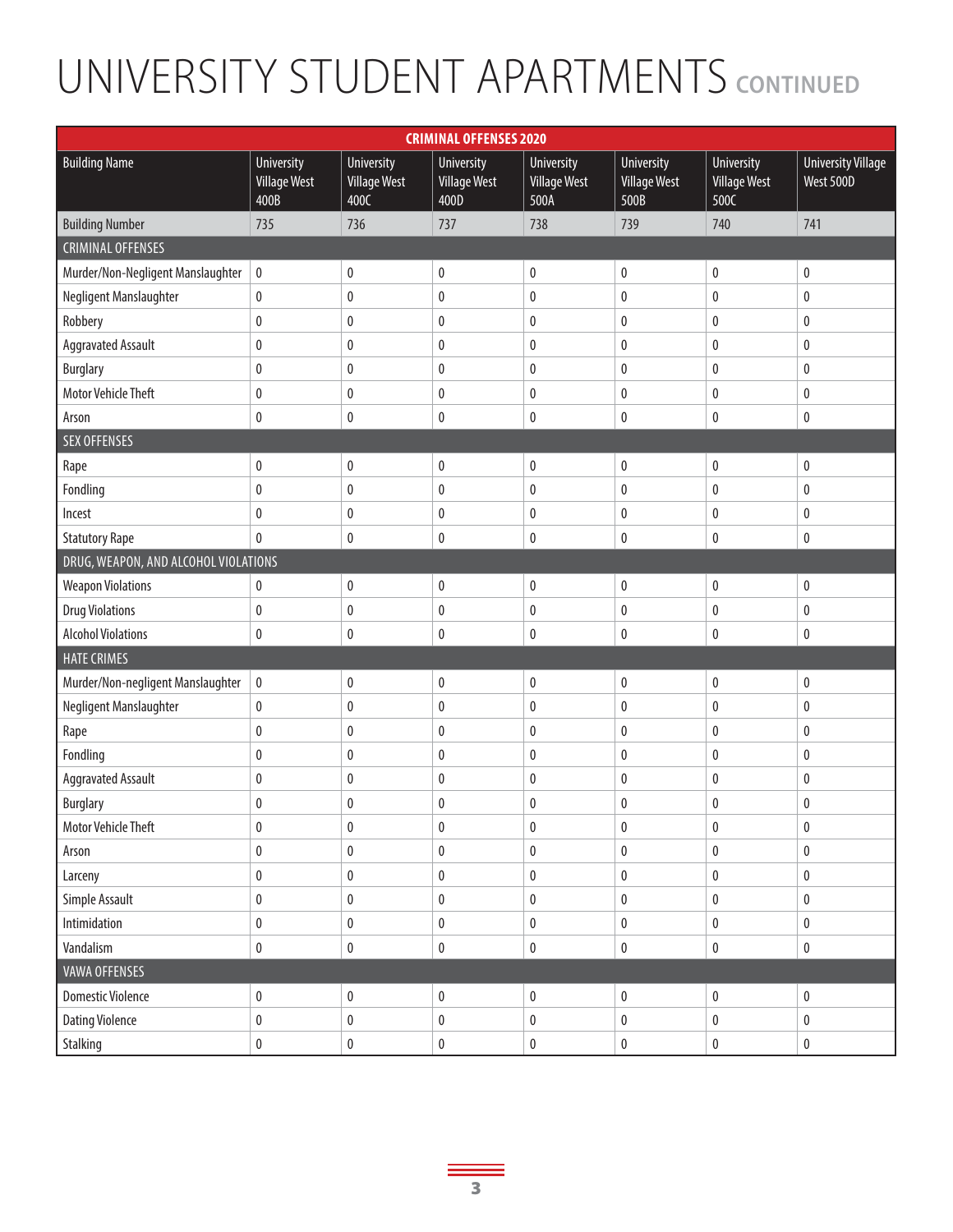# UNIVERSITY STUDENT APARTMENTS CONTINUED

| CRIMINAL OFFENSES 2020 | | | | | | | |
|---|---|---|---|---|---|---|---|
| Building Name | University Village West 400B | University Village West 400C | University Village West 400D | University Village West 500A | University Village West 500B | University Village West 500C | University Village West 500D |
| Building Number | 735 | 736 | 737 | 738 | 739 | 740 | 741 |
| CRIMINAL OFFENSES | | | | | | | |
| Murder/Non-Negligent Manslaughter | 0 | 0 | 0 | 0 | 0 | 0 | 0 |
| Negligent Manslaughter | 0 | 0 | 0 | 0 | 0 | 0 | 0 |
| Robbery | 0 | 0 | 0 | 0 | 0 | 0 | 0 |
| Aggravated Assault | 0 | 0 | 0 | 0 | 0 | 0 | 0 |
| Burglary | 0 | 0 | 0 | 0 | 0 | 0 | 0 |
| Motor Vehicle Theft | 0 | 0 | 0 | 0 | 0 | 0 | 0 |
| Arson | 0 | 0 | 0 | 0 | 0 | 0 | 0 |
| SEX OFFENSES | | | | | | | |
| Rape | 0 | 0 | 0 | 0 | 0 | 0 | 0 |
| Fondling | 0 | 0 | 0 | 0 | 0 | 0 | 0 |
| Incest | 0 | 0 | 0 | 0 | 0 | 0 | 0 |
| Statutory Rape | 0 | 0 | 0 | 0 | 0 | 0 | 0 |
| DRUG, WEAPON, AND ALCOHOL VIOLATIONS | | | | | | | |
| Weapon Violations | 0 | 0 | 0 | 0 | 0 | 0 | 0 |
| Drug Violations | 0 | 0 | 0 | 0 | 0 | 0 | 0 |
| Alcohol Violations | 0 | 0 | 0 | 0 | 0 | 0 | 0 |
| HATE CRIMES | | | | | | | |
| Murder/Non-negligent Manslaughter | 0 | 0 | 0 | 0 | 0 | 0 | 0 |
| Negligent Manslaughter | 0 | 0 | 0 | 0 | 0 | 0 | 0 |
| Rape | 0 | 0 | 0 | 0 | 0 | 0 | 0 |
| Fondling | 0 | 0 | 0 | 0 | 0 | 0 | 0 |
| Aggravated Assault | 0 | 0 | 0 | 0 | 0 | 0 | 0 |
| Burglary | 0 | 0 | 0 | 0 | 0 | 0 | 0 |
| Motor Vehicle Theft | 0 | 0 | 0 | 0 | 0 | 0 | 0 |
| Arson | 0 | 0 | 0 | 0 | 0 | 0 | 0 |
| Larceny | 0 | 0 | 0 | 0 | 0 | 0 | 0 |
| Simple Assault | 0 | 0 | 0 | 0 | 0 | 0 | 0 |
| Intimidation | 0 | 0 | 0 | 0 | 0 | 0 | 0 |
| Vandalism | 0 | 0 | 0 | 0 | 0 | 0 | 0 |
| VAWA OFFENSES | | | | | | | |
| Domestic Violence | 0 | 0 | 0 | 0 | 0 | 0 | 0 |
| Dating Violence | 0 | 0 | 0 | 0 | 0 | 0 | 0 |
| Stalking | 0 | 0 | 0 | 0 | 0 | 0 | 0 |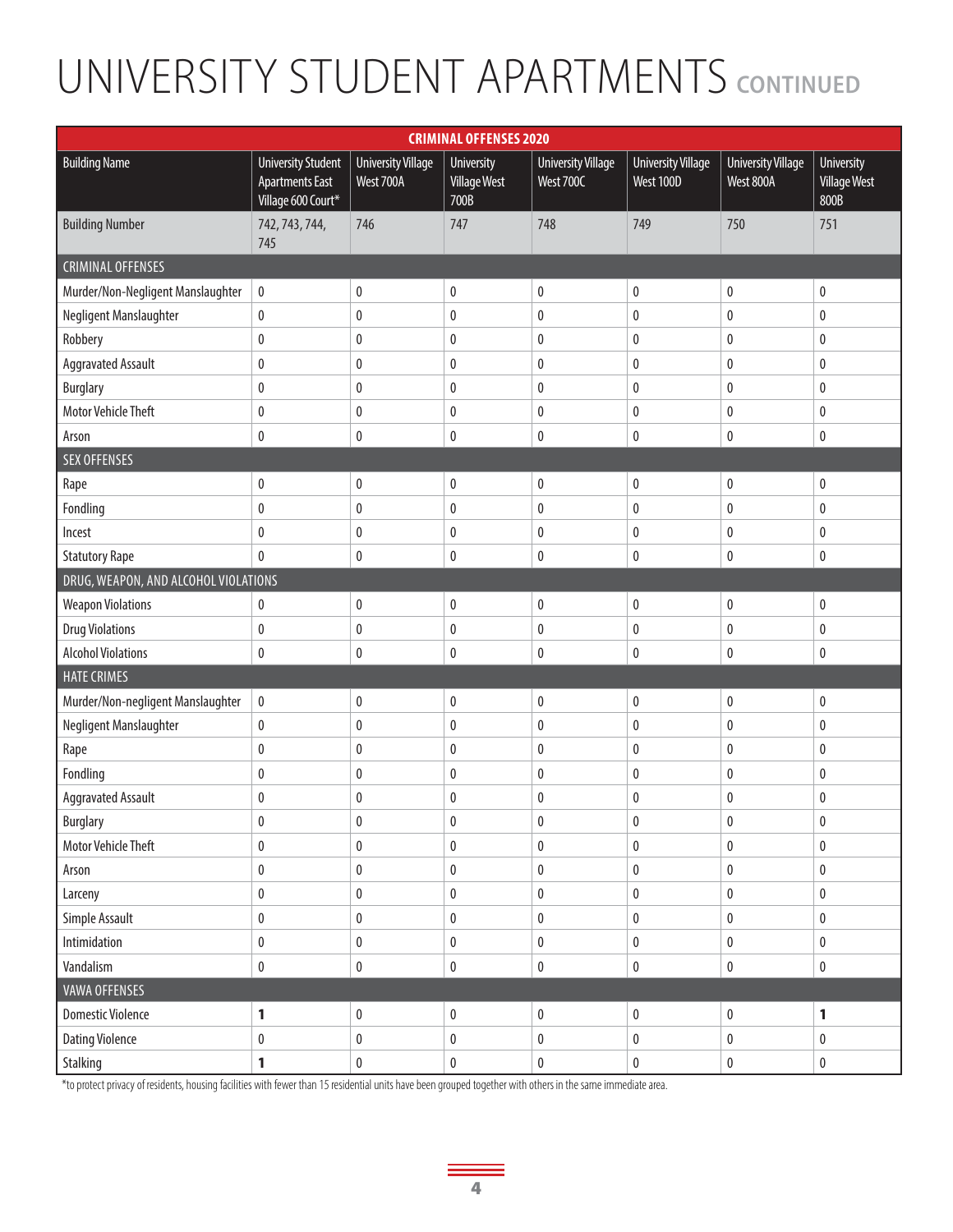# UNIVERSITY STUDENT APARTMENTS CONTINUED

| CRIMINAL OFFENSES 2020 | | | | | | | |
|---|---|---|---|---|---|---|---|
| Building Name | University Student Apartments East Village 600 Court* | University Village West 700A | University Village West 700B | University Village West 700C | University Village West 100D | University Village West 800A | University Village West 800B |
| Building Number | 742, 743, 744, 745 | 746 | 747 | 748 | 749 | 750 | 751 |
| CRIMINAL OFFENSES | | | | | | | |
| Murder/Non-Negligent Manslaughter | 0 | 0 | 0 | 0 | 0 | 0 | 0 |
| Negligent Manslaughter | 0 | 0 | 0 | 0 | 0 | 0 | 0 |
| Robbery | 0 | 0 | 0 | 0 | 0 | 0 | 0 |
| Aggravated Assault | 0 | 0 | 0 | 0 | 0 | 0 | 0 |
| Burglary | 0 | 0 | 0 | 0 | 0 | 0 | 0 |
| Motor Vehicle Theft | 0 | 0 | 0 | 0 | 0 | 0 | 0 |
| Arson | 0 | 0 | 0 | 0 | 0 | 0 | 0 |
| SEX OFFENSES | | | | | | | |
| Rape | 0 | 0 | 0 | 0 | 0 | 0 | 0 |
| Fondling | 0 | 0 | 0 | 0 | 0 | 0 | 0 |
| Incest | 0 | 0 | 0 | 0 | 0 | 0 | 0 |
| Statutory Rape | 0 | 0 | 0 | 0 | 0 | 0 | 0 |
| DRUG, WEAPON, AND ALCOHOL VIOLATIONS | | | | | | | |
| Weapon Violations | 0 | 0 | 0 | 0 | 0 | 0 | 0 |
| Drug Violations | 0 | 0 | 0 | 0 | 0 | 0 | 0 |
| Alcohol Violations | 0 | 0 | 0 | 0 | 0 | 0 | 0 |
| HATE CRIMES | | | | | | | |
| Murder/Non-negligent Manslaughter | 0 | 0 | 0 | 0 | 0 | 0 | 0 |
| Negligent Manslaughter | 0 | 0 | 0 | 0 | 0 | 0 | 0 |
| Rape | 0 | 0 | 0 | 0 | 0 | 0 | 0 |
| Fondling | 0 | 0 | 0 | 0 | 0 | 0 | 0 |
| Aggravated Assault | 0 | 0 | 0 | 0 | 0 | 0 | 0 |
| Burglary | 0 | 0 | 0 | 0 | 0 | 0 | 0 |
| Motor Vehicle Theft | 0 | 0 | 0 | 0 | 0 | 0 | 0 |
| Arson | 0 | 0 | 0 | 0 | 0 | 0 | 0 |
| Larceny | 0 | 0 | 0 | 0 | 0 | 0 | 0 |
| Simple Assault | 0 | 0 | 0 | 0 | 0 | 0 | 0 |
| Intimidation | 0 | 0 | 0 | 0 | 0 | 0 | 0 |
| Vandalism | 0 | 0 | 0 | 0 | 0 | 0 | 0 |
| VAWA OFFENSES | | | | | | | |
| Domestic Violence | **1** | 0 | 0 | 0 | 0 | 0 | **1** |
| Dating Violence | 0 | 0 | 0 | 0 | 0 | 0 | 0 |
| Stalking | **1** | 0 | 0 | 0 | 0 | 0 | 0 |

*to protect privacy of residents, housing facilities with fewer than 15 residential units have been grouped together with others in the same immediate area.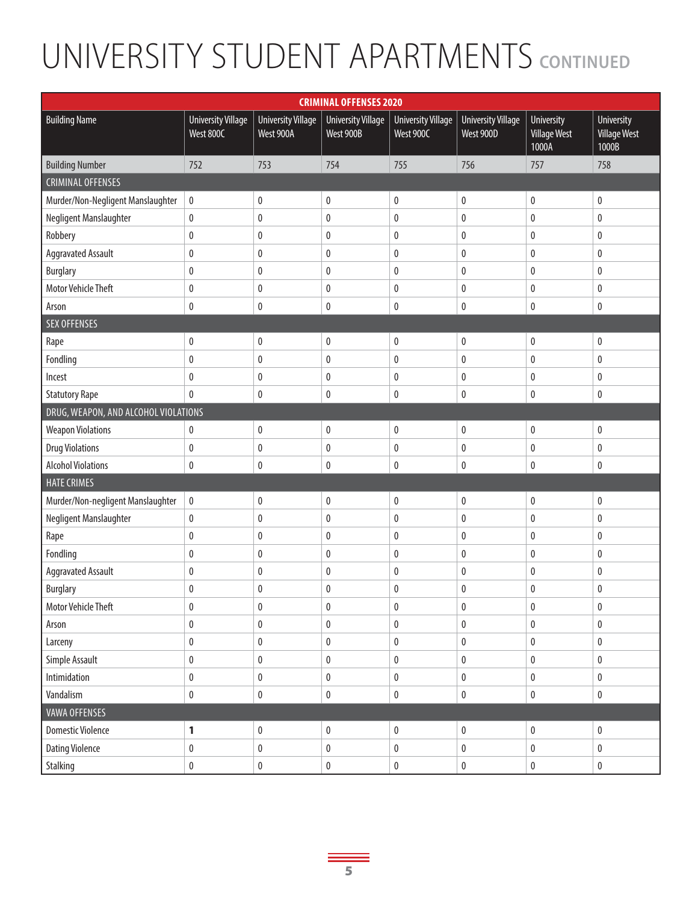# UNIVERSITY STUDENT APARTMENTS CONTINUED

| CRIMINAL OFFENSES 2020 | | | | | | | |
|---|---|---|---|---|---|---|---|
| Building Name | University Village West 800C | University Village West 900A | University Village West 900B | University Village West 900C | University Village West 900D | University Village West 1000A | University Village West 1000B |
| Building Number | 752 | 753 | 754 | 755 | 756 | 757 | 758 |
| CRIMINAL OFFENSES | | | | | | | |
| Murder/Non-Negligent Manslaughter | 0 | 0 | 0 | 0 | 0 | 0 | 0 |
| Negligent Manslaughter | 0 | 0 | 0 | 0 | 0 | 0 | 0 |
| Robbery | 0 | 0 | 0 | 0 | 0 | 0 | 0 |
| Aggravated Assault | 0 | 0 | 0 | 0 | 0 | 0 | 0 |
| Burglary | 0 | 0 | 0 | 0 | 0 | 0 | 0 |
| Motor Vehicle Theft | 0 | 0 | 0 | 0 | 0 | 0 | 0 |
| Arson | 0 | 0 | 0 | 0 | 0 | 0 | 0 |
| SEX OFFENSES | | | | | | | |
| Rape | 0 | 0 | 0 | 0 | 0 | 0 | 0 |
| Fondling | 0 | 0 | 0 | 0 | 0 | 0 | 0 |
| Incest | 0 | 0 | 0 | 0 | 0 | 0 | 0 |
| Statutory Rape | 0 | 0 | 0 | 0 | 0 | 0 | 0 |
| DRUG, WEAPON, AND ALCOHOL VIOLATIONS | | | | | | | |
| Weapon Violations | 0 | 0 | 0 | 0 | 0 | 0 | 0 |
| Drug Violations | 0 | 0 | 0 | 0 | 0 | 0 | 0 |
| Alcohol Violations | 0 | 0 | 0 | 0 | 0 | 0 | 0 |
| HATE CRIMES | | | | | | | |
| Murder/Non-negligent Manslaughter | 0 | 0 | 0 | 0 | 0 | 0 | 0 |
| Negligent Manslaughter | 0 | 0 | 0 | 0 | 0 | 0 | 0 |
| Rape | 0 | 0 | 0 | 0 | 0 | 0 | 0 |
| Fondling | 0 | 0 | 0 | 0 | 0 | 0 | 0 |
| Aggravated Assault | 0 | 0 | 0 | 0 | 0 | 0 | 0 |
| Burglary | 0 | 0 | 0 | 0 | 0 | 0 | 0 |
| Motor Vehicle Theft | 0 | 0 | 0 | 0 | 0 | 0 | 0 |
| Arson | 0 | 0 | 0 | 0 | 0 | 0 | 0 |
| Larceny | 0 | 0 | 0 | 0 | 0 | 0 | 0 |
| Simple Assault | 0 | 0 | 0 | 0 | 0 | 0 | 0 |
| Intimidation | 0 | 0 | 0 | 0 | 0 | 0 | 0 |
| Vandalism | 0 | 0 | 0 | 0 | 0 | 0 | 0 |
| VAWA OFFENSES | | | | | | | |
| Domestic Violence | **1** | 0 | 0 | 0 | 0 | 0 | 0 |
| Dating Violence | 0 | 0 | 0 | 0 | 0 | 0 | 0 |
| Stalking | 0 | 0 | 0 | 0 | 0 | 0 | 0 |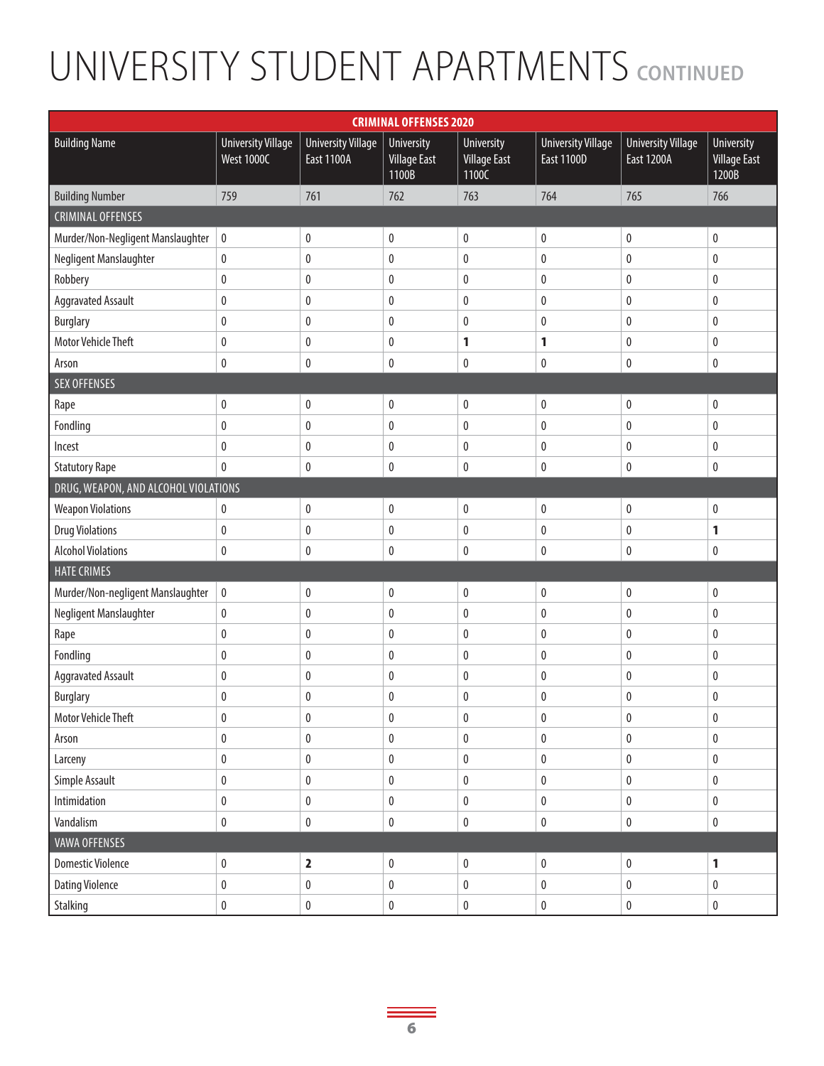# UNIVERSITY STUDENT APARTMENTS CONTINUED

| CRIMINAL OFFENSES 2020 | | | | | | | |
|---|---|---|---|---|---|---|---|
| Building Name | University Village West 1000C | University Village East 1100A | University Village East 1100B | University Village East 1100C | University Village East 1100D | University Village East 1200A | University Village East 1200B |
| Building Number | 759 | 761 | 762 | 763 | 764 | 765 | 766 |
| CRIMINAL OFFENSES | | | | | | | |
| Murder/Non-Negligent Manslaughter | 0 | 0 | 0 | 0 | 0 | 0 | 0 |
| Negligent Manslaughter | 0 | 0 | 0 | 0 | 0 | 0 | 0 |
| Robbery | 0 | 0 | 0 | 0 | 0 | 0 | 0 |
| Aggravated Assault | 0 | 0 | 0 | 0 | 0 | 0 | 0 |
| Burglary | 0 | 0 | 0 | 0 | 0 | 0 | 0 |
| Motor Vehicle Theft | 0 | 0 | 0 | **1** | **1** | 0 | 0 |
| Arson | 0 | 0 | 0 | 0 | 0 | 0 | 0 |
| SEX OFFENSES | | | | | | | |
| Rape | 0 | 0 | 0 | 0 | 0 | 0 | 0 |
| Fondling | 0 | 0 | 0 | 0 | 0 | 0 | 0 |
| Incest | 0 | 0 | 0 | 0 | 0 | 0 | 0 |
| Statutory Rape | 0 | 0 | 0 | 0 | 0 | 0 | 0 |
| DRUG, WEAPON, AND ALCOHOL VIOLATIONS | | | | | | | |
| Weapon Violations | 0 | 0 | 0 | 0 | 0 | 0 | 0 |
| Drug Violations | 0 | 0 | 0 | 0 | 0 | 0 | **1** |
| Alcohol Violations | 0 | 0 | 0 | 0 | 0 | 0 | 0 |
| HATE CRIMES | | | | | | | |
| Murder/Non-negligent Manslaughter | 0 | 0 | 0 | 0 | 0 | 0 | 0 |
| Negligent Manslaughter | 0 | 0 | 0 | 0 | 0 | 0 | 0 |
| Rape | 0 | 0 | 0 | 0 | 0 | 0 | 0 |
| Fondling | 0 | 0 | 0 | 0 | 0 | 0 | 0 |
| Aggravated Assault | 0 | 0 | 0 | 0 | 0 | 0 | 0 |
| Burglary | 0 | 0 | 0 | 0 | 0 | 0 | 0 |
| Motor Vehicle Theft | 0 | 0 | 0 | 0 | 0 | 0 | 0 |
| Arson | 0 | 0 | 0 | 0 | 0 | 0 | 0 |
| Larceny | 0 | 0 | 0 | 0 | 0 | 0 | 0 |
| Simple Assault | 0 | 0 | 0 | 0 | 0 | 0 | 0 |
| Intimidation | 0 | 0 | 0 | 0 | 0 | 0 | 0 |
| Vandalism | 0 | 0 | 0 | 0 | 0 | 0 | 0 |
| VAWA OFFENSES | | | | | | | |
| Domestic Violence | 0 | **2** | 0 | 0 | 0 | 0 | **1** |
| Dating Violence | 0 | 0 | 0 | 0 | 0 | 0 | 0 |
| Stalking | 0 | 0 | 0 | 0 | 0 | 0 | 0 |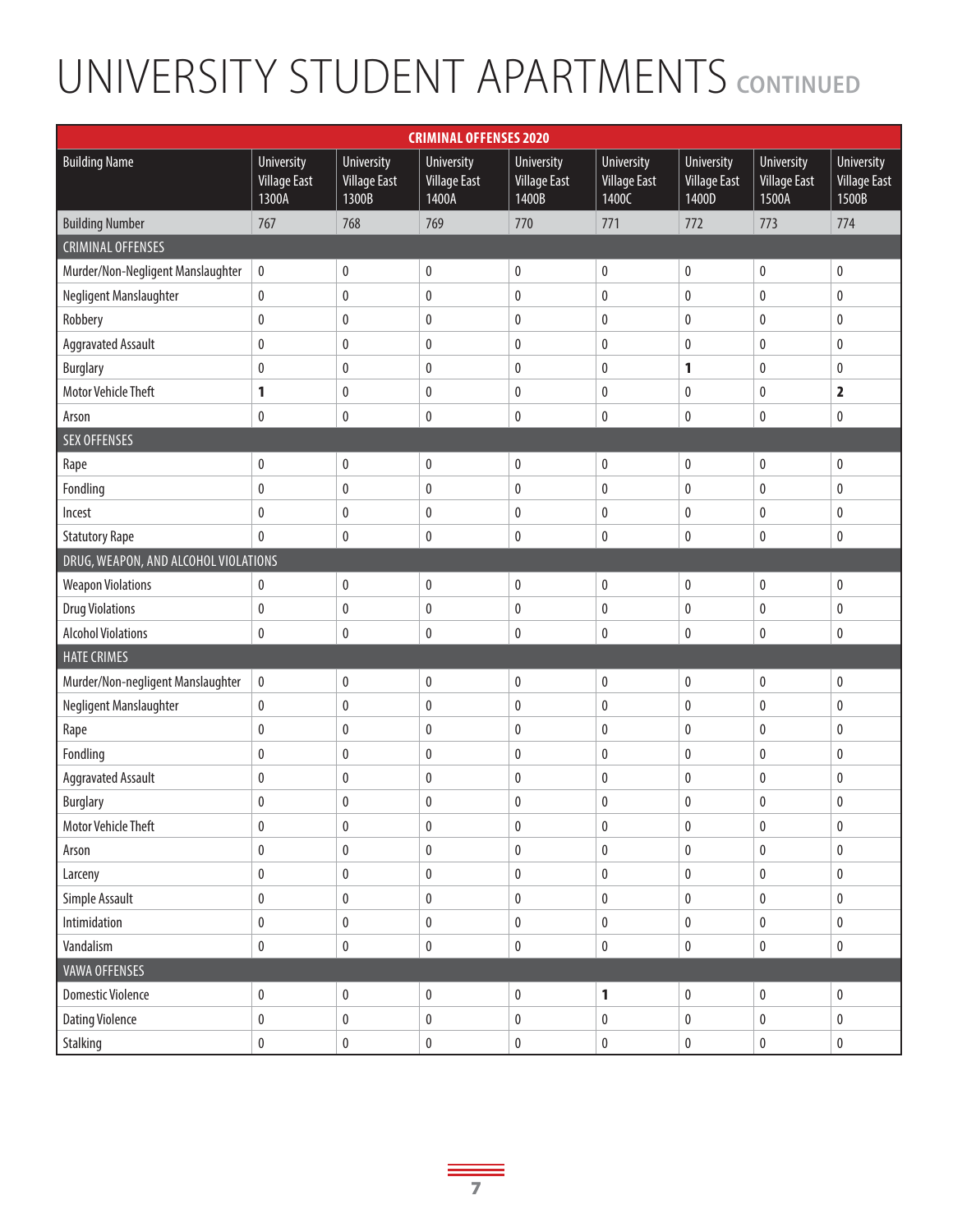# UNIVERSITY STUDENT APARTMENTS CONTINUED

| CRIMINAL OFFENSES 2020 | | | | | | | | |
|---|---|---|---|---|---|---|---|---|
| Building Name | University Village East 1300A | University Village East 1300B | University Village East 1400A | University Village East 1400B | University Village East 1400C | University Village East 1400D | University Village East 1500A | University Village East 1500B |
| Building Number | 767 | 768 | 769 | 770 | 771 | 772 | 773 | 774 |
| CRIMINAL OFFENSES | | | | | | | | |
| Murder/Non-Negligent Manslaughter | 0 | 0 | 0 | 0 | 0 | 0 | 0 | 0 |
| Negligent Manslaughter | 0 | 0 | 0 | 0 | 0 | 0 | 0 | 0 |
| Robbery | 0 | 0 | 0 | 0 | 0 | 0 | 0 | 0 |
| Aggravated Assault | 0 | 0 | 0 | 0 | 0 | 0 | 0 | 0 |
| Burglary | 0 | 0 | 0 | 0 | 0 | **1** | 0 | 0 |
| Motor Vehicle Theft | **1** | 0 | 0 | 0 | 0 | 0 | 0 | **2** |
| Arson | 0 | 0 | 0 | 0 | 0 | 0 | 0 | 0 |
| SEX OFFENSES | | | | | | | | |
| Rape | 0 | 0 | 0 | 0 | 0 | 0 | 0 | 0 |
| Fondling | 0 | 0 | 0 | 0 | 0 | 0 | 0 | 0 |
| Incest | 0 | 0 | 0 | 0 | 0 | 0 | 0 | 0 |
| Statutory Rape | 0 | 0 | 0 | 0 | 0 | 0 | 0 | 0 |
| DRUG, WEAPON, AND ALCOHOL VIOLATIONS | | | | | | | | |
| Weapon Violations | 0 | 0 | 0 | 0 | 0 | 0 | 0 | 0 |
| Drug Violations | 0 | 0 | 0 | 0 | 0 | 0 | 0 | 0 |
| Alcohol Violations | 0 | 0 | 0 | 0 | 0 | 0 | 0 | 0 |
| HATE CRIMES | | | | | | | | |
| Murder/Non-negligent Manslaughter | 0 | 0 | 0 | 0 | 0 | 0 | 0 | 0 |
| Negligent Manslaughter | 0 | 0 | 0 | 0 | 0 | 0 | 0 | 0 |
| Rape | 0 | 0 | 0 | 0 | 0 | 0 | 0 | 0 |
| Fondling | 0 | 0 | 0 | 0 | 0 | 0 | 0 | 0 |
| Aggravated Assault | 0 | 0 | 0 | 0 | 0 | 0 | 0 | 0 |
| Burglary | 0 | 0 | 0 | 0 | 0 | 0 | 0 | 0 |
| Motor Vehicle Theft | 0 | 0 | 0 | 0 | 0 | 0 | 0 | 0 |
| Arson | 0 | 0 | 0 | 0 | 0 | 0 | 0 | 0 |
| Larceny | 0 | 0 | 0 | 0 | 0 | 0 | 0 | 0 |
| Simple Assault | 0 | 0 | 0 | 0 | 0 | 0 | 0 | 0 |
| Intimidation | 0 | 0 | 0 | 0 | 0 | 0 | 0 | 0 |
| Vandalism | 0 | 0 | 0 | 0 | 0 | 0 | 0 | 0 |
| VAWA OFFENSES | | | | | | | | |
| Domestic Violence | 0 | 0 | 0 | 0 | **1** | 0 | 0 | 0 |
| Dating Violence | 0 | 0 | 0 | 0 | 0 | 0 | 0 | 0 |
| Stalking | 0 | 0 | 0 | 0 | 0 | 0 | 0 | 0 |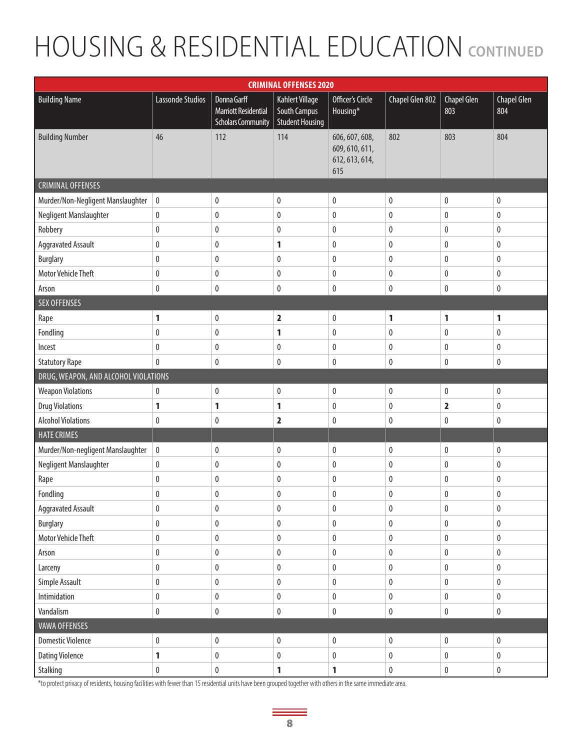# HOUSING & RESIDENTIAL EDUCATION CONTINUED

| CRIMINAL OFFENSES 2020 | | | | | | | |
|---|---|---|---|---|---|---|---|
| Building Name | Lassonde Studios | Donna Garff Marriott Residential Scholars Community | Kahlert Village South Campus Student Housing | Officer's Circle Housing* | Chapel Glen 802 | Chapel Glen 803 | Chapel Glen 804 |
| Building Number | 46 | 112 | 114 | 606, 607, 608, 609, 610, 611, 612, 613, 614, 615 | 802 | 803 | 804 |
| CRIMINAL OFFENSES | | | | | | | |
| Murder/Non-Negligent Manslaughter | 0 | 0 | 0 | 0 | 0 | 0 | 0 |
| Negligent Manslaughter | 0 | 0 | 0 | 0 | 0 | 0 | 0 |
| Robbery | 0 | 0 | 0 | 0 | 0 | 0 | 0 |
| Aggravated Assault | 0 | 0 | **1** | 0 | 0 | 0 | 0 |
| Burglary | 0 | 0 | 0 | 0 | 0 | 0 | 0 |
| Motor Vehicle Theft | 0 | 0 | 0 | 0 | 0 | 0 | 0 |
| Arson | 0 | 0 | 0 | 0 | 0 | 0 | 0 |
| SEX OFFENSES | | | | | | | |
| Rape | **1** | 0 | **2** | 0 | **1** | **1** | **1** |
| Fondling | 0 | 0 | **1** | 0 | 0 | 0 | 0 |
| Incest | 0 | 0 | 0 | 0 | 0 | 0 | 0 |
| Statutory Rape | 0 | 0 | 0 | 0 | 0 | 0 | 0 |
| DRUG, WEAPON, AND ALCOHOL VIOLATIONS | | | | | | | |
| Weapon Violations | 0 | 0 | 0 | 0 | 0 | 0 | 0 |
| Drug Violations | **1** | **1** | **1** | 0 | 0 | **2** | 0 |
| Alcohol Violations | 0 | 0 | **2** | 0 | 0 | 0 | 0 |
| HATE CRIMES | | | | | | | |
| Murder/Non-negligent Manslaughter | 0 | 0 | 0 | 0 | 0 | 0 | 0 |
| Negligent Manslaughter | 0 | 0 | 0 | 0 | 0 | 0 | 0 |
| Rape | 0 | 0 | 0 | 0 | 0 | 0 | 0 |
| Fondling | 0 | 0 | 0 | 0 | 0 | 0 | 0 |
| Aggravated Assault | 0 | 0 | 0 | 0 | 0 | 0 | 0 |
| Burglary | 0 | 0 | 0 | 0 | 0 | 0 | 0 |
| Motor Vehicle Theft | 0 | 0 | 0 | 0 | 0 | 0 | 0 |
| Arson | 0 | 0 | 0 | 0 | 0 | 0 | 0 |
| Larceny | 0 | 0 | 0 | 0 | 0 | 0 | 0 |
| Simple Assault | 0 | 0 | 0 | 0 | 0 | 0 | 0 |
| Intimidation | 0 | 0 | 0 | 0 | 0 | 0 | 0 |
| Vandalism | 0 | 0 | 0 | 0 | 0 | 0 | 0 |
| VAWA OFFENSES | | | | | | | |
| Domestic Violence | 0 | 0 | 0 | 0 | 0 | 0 | 0 |
| Dating Violence | **1** | 0 | 0 | 0 | 0 | 0 | 0 |
| Stalking | 0 | 0 | **1** | **1** | 0 | 0 | 0 |

*to protect privacy of residents, housing facilities with fewer than 15 residential units have been grouped together with others in the same immediate area.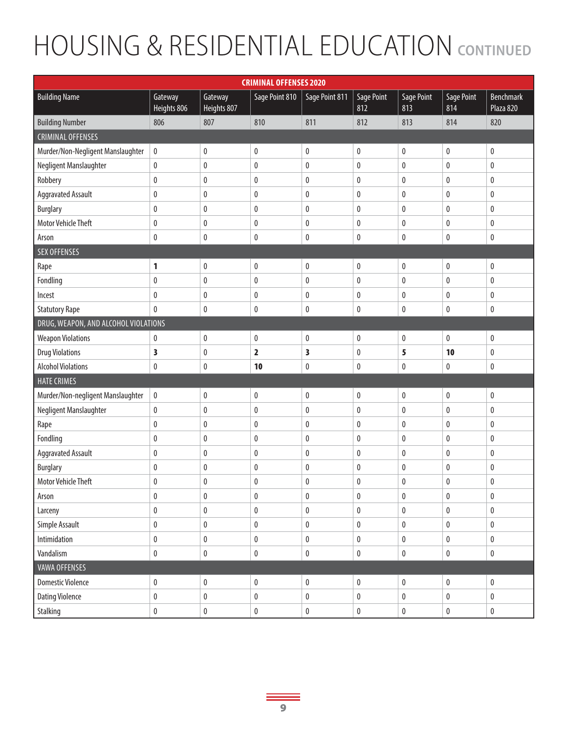# HOUSING & RESIDENTIAL EDUCATION CONTINUED

| CRIMINAL OFFENSES 2020 | | | | | | | | |
|---|---|---|---|---|---|---|---|---|
| Building Name | Gateway Heights 806 | Gateway Heights 807 | Sage Point 810 | Sage Point 811 | Sage Point 812 | Sage Point 813 | Sage Point 814 | Benchmark Plaza 820 |
| Building Number | 806 | 807 | 810 | 811 | 812 | 813 | 814 | 820 |
| CRIMINAL OFFENSES | | | | | | | | |
| Murder/Non-Negligent Manslaughter | 0 | 0 | 0 | 0 | 0 | 0 | 0 | 0 |
| Negligent Manslaughter | 0 | 0 | 0 | 0 | 0 | 0 | 0 | 0 |
| Robbery | 0 | 0 | 0 | 0 | 0 | 0 | 0 | 0 |
| Aggravated Assault | 0 | 0 | 0 | 0 | 0 | 0 | 0 | 0 |
| Burglary | 0 | 0 | 0 | 0 | 0 | 0 | 0 | 0 |
| Motor Vehicle Theft | 0 | 0 | 0 | 0 | 0 | 0 | 0 | 0 |
| Arson | 0 | 0 | 0 | 0 | 0 | 0 | 0 | 0 |
| SEX OFFENSES | | | | | | | | |
| Rape | **1** | 0 | 0 | 0 | 0 | 0 | 0 | 0 |
| Fondling | 0 | 0 | 0 | 0 | 0 | 0 | 0 | 0 |
| Incest | 0 | 0 | 0 | 0 | 0 | 0 | 0 | 0 |
| Statutory Rape | 0 | 0 | 0 | 0 | 0 | 0 | 0 | 0 |
| DRUG, WEAPON, AND ALCOHOL VIOLATIONS | | | | | | | | |
| Weapon Violations | 0 | 0 | 0 | 0 | 0 | 0 | 0 | 0 |
| Drug Violations | **3** | 0 | **2** | **3** | 0 | **5** | **10** | 0 |
| Alcohol Violations | 0 | 0 | **10** | 0 | 0 | 0 | 0 | 0 |
| HATE CRIMES | | | | | | | | |
| Murder/Non-negligent Manslaughter | 0 | 0 | 0 | 0 | 0 | 0 | 0 | 0 |
| Negligent Manslaughter | 0 | 0 | 0 | 0 | 0 | 0 | 0 | 0 |
| Rape | 0 | 0 | 0 | 0 | 0 | 0 | 0 | 0 |
| Fondling | 0 | 0 | 0 | 0 | 0 | 0 | 0 | 0 |
| Aggravated Assault | 0 | 0 | 0 | 0 | 0 | 0 | 0 | 0 |
| Burglary | 0 | 0 | 0 | 0 | 0 | 0 | 0 | 0 |
| Motor Vehicle Theft | 0 | 0 | 0 | 0 | 0 | 0 | 0 | 0 |
| Arson | 0 | 0 | 0 | 0 | 0 | 0 | 0 | 0 |
| Larceny | 0 | 0 | 0 | 0 | 0 | 0 | 0 | 0 |
| Simple Assault | 0 | 0 | 0 | 0 | 0 | 0 | 0 | 0 |
| Intimidation | 0 | 0 | 0 | 0 | 0 | 0 | 0 | 0 |
| Vandalism | 0 | 0 | 0 | 0 | 0 | 0 | 0 | 0 |
| VAWA OFFENSES | | | | | | | | |
| Domestic Violence | 0 | 0 | 0 | 0 | 0 | 0 | 0 | 0 |
| Dating Violence | 0 | 0 | 0 | 0 | 0 | 0 | 0 | 0 |
| Stalking | 0 | 0 | 0 | 0 | 0 | 0 | 0 | 0 |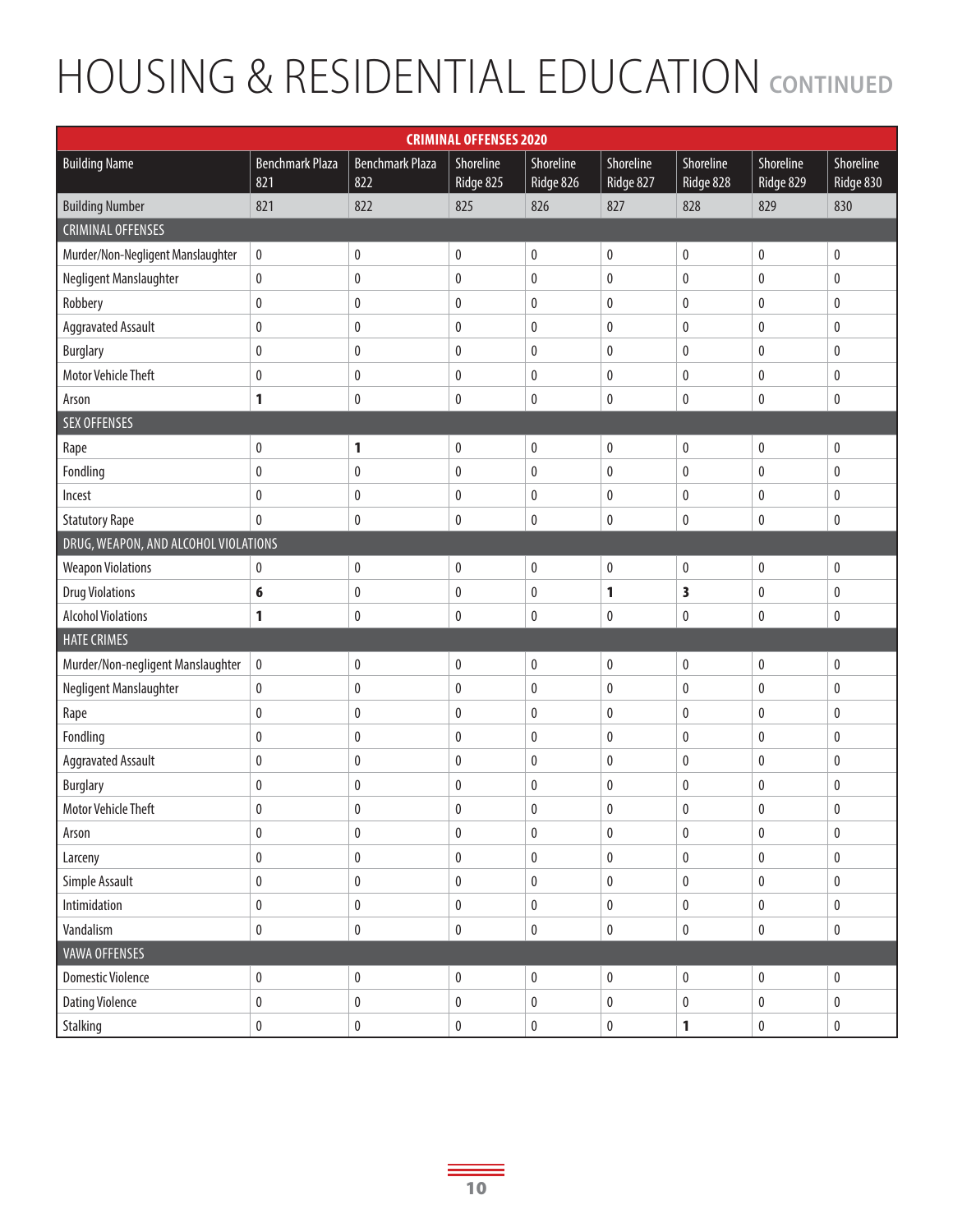# HOUSING & RESIDENTIAL EDUCATION CONTINUED

| CRIMINAL OFFENSES 2020 | | | | | | | | |
|---|---|---|---|---|---|---|---|---|
| Building Name | Benchmark Plaza 821 | Benchmark Plaza 822 | Shoreline Ridge 825 | Shoreline Ridge 826 | Shoreline Ridge 827 | Shoreline Ridge 828 | Shoreline Ridge 829 | Shoreline Ridge 830 |
| Building Number | 821 | 822 | 825 | 826 | 827 | 828 | 829 | 830 |
| CRIMINAL OFFENSES | | | | | | | | |
| Murder/Non-Negligent Manslaughter | 0 | 0 | 0 | 0 | 0 | 0 | 0 | 0 |
| Negligent Manslaughter | 0 | 0 | 0 | 0 | 0 | 0 | 0 | 0 |
| Robbery | 0 | 0 | 0 | 0 | 0 | 0 | 0 | 0 |
| Aggravated Assault | 0 | 0 | 0 | 0 | 0 | 0 | 0 | 0 |
| Burglary | 0 | 0 | 0 | 0 | 0 | 0 | 0 | 0 |
| Motor Vehicle Theft | 0 | 0 | 0 | 0 | 0 | 0 | 0 | 0 |
| Arson | **1** | 0 | 0 | 0 | 0 | 0 | 0 | 0 |
| SEX OFFENSES | | | | | | | | |
| Rape | 0 | **1** | 0 | 0 | 0 | 0 | 0 | 0 |
| Fondling | 0 | 0 | 0 | 0 | 0 | 0 | 0 | 0 |
| Incest | 0 | 0 | 0 | 0 | 0 | 0 | 0 | 0 |
| Statutory Rape | 0 | 0 | 0 | 0 | 0 | 0 | 0 | 0 |
| DRUG, WEAPON, AND ALCOHOL VIOLATIONS | | | | | | | | |
| Weapon Violations | 0 | 0 | 0 | 0 | 0 | 0 | 0 | 0 |
| Drug Violations | **6** | 0 | 0 | 0 | **1** | **3** | 0 | 0 |
| Alcohol Violations | **1** | 0 | 0 | 0 | 0 | 0 | 0 | 0 |
| HATE CRIMES | | | | | | | | |
| Murder/Non-negligent Manslaughter | 0 | 0 | 0 | 0 | 0 | 0 | 0 | 0 |
| Negligent Manslaughter | 0 | 0 | 0 | 0 | 0 | 0 | 0 | 0 |
| Rape | 0 | 0 | 0 | 0 | 0 | 0 | 0 | 0 |
| Fondling | 0 | 0 | 0 | 0 | 0 | 0 | 0 | 0 |
| Aggravated Assault | 0 | 0 | 0 | 0 | 0 | 0 | 0 | 0 |
| Burglary | 0 | 0 | 0 | 0 | 0 | 0 | 0 | 0 |
| Motor Vehicle Theft | 0 | 0 | 0 | 0 | 0 | 0 | 0 | 0 |
| Arson | 0 | 0 | 0 | 0 | 0 | 0 | 0 | 0 |
| Larceny | 0 | 0 | 0 | 0 | 0 | 0 | 0 | 0 |
| Simple Assault | 0 | 0 | 0 | 0 | 0 | 0 | 0 | 0 |
| Intimidation | 0 | 0 | 0 | 0 | 0 | 0 | 0 | 0 |
| Vandalism | 0 | 0 | 0 | 0 | 0 | 0 | 0 | 0 |
| VAWA OFFENSES | | | | | | | | |
| Domestic Violence | 0 | 0 | 0 | 0 | 0 | 0 | 0 | 0 |
| Dating Violence | 0 | 0 | 0 | 0 | 0 | 0 | 0 | 0 |
| Stalking | 0 | 0 | 0 | 0 | 0 | **1** | 0 | 0 |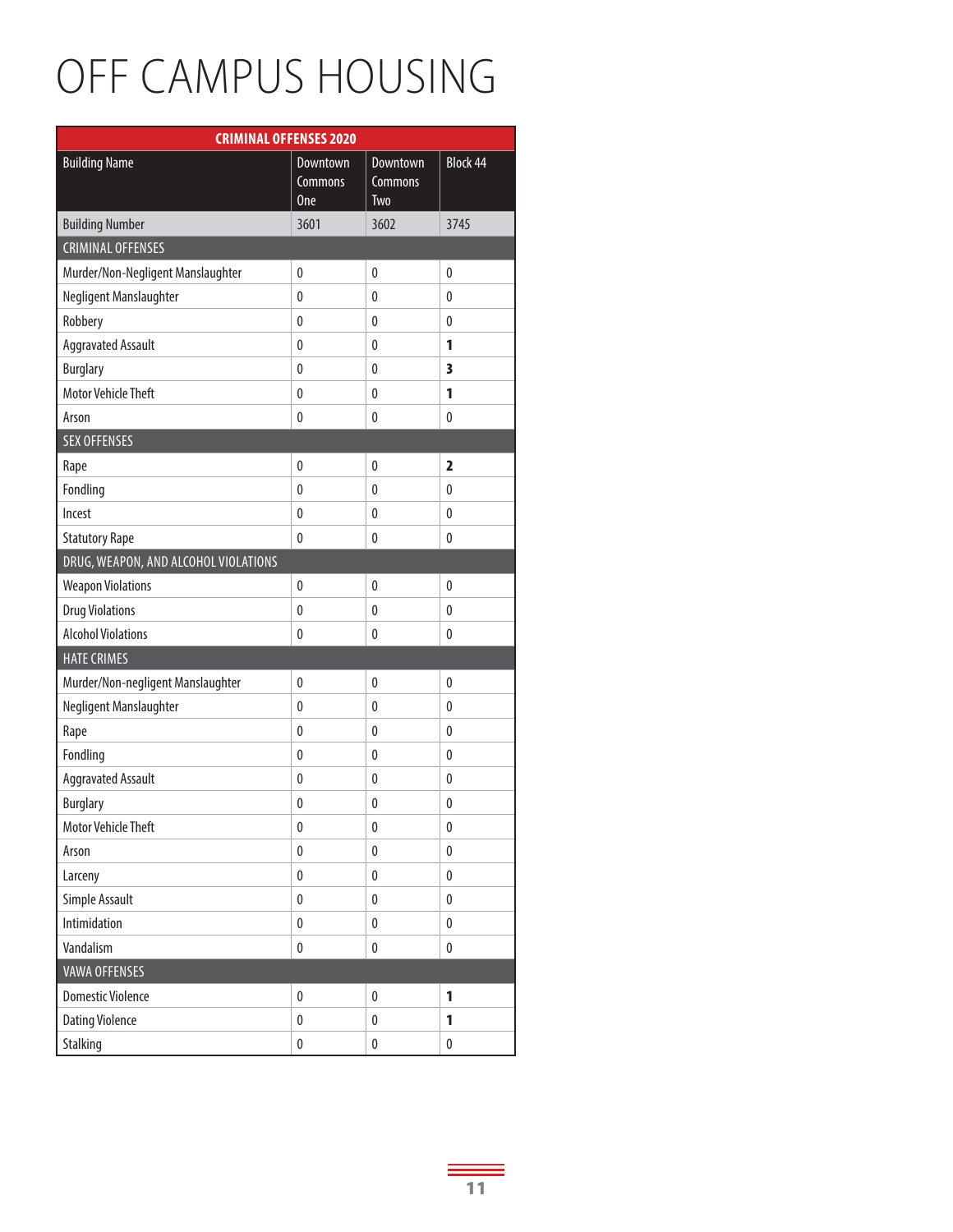# OFF CAMPUS HOUSING

| CRIMINAL OFFENSES 2020 | | | |
|---|---|---|---|
| Building Name | Downtown Commons One | Downtown Commons Two | Block 44 |
| Building Number | 3601 | 3602 | 3745 |
| **CRIMINAL OFFENSES** | | | |
| Murder/Non-Negligent Manslaughter | 0 | 0 | 0 |
| Negligent Manslaughter | 0 | 0 | 0 |
| Robbery | 0 | 0 | 0 |
| Aggravated Assault | 0 | 0 | **1** |
| Burglary | 0 | 0 | **3** |
| Motor Vehicle Theft | 0 | 0 | **1** |
| Arson | 0 | 0 | 0 |
| **SEX OFFENSES** | | | |
| Rape | 0 | 0 | **2** |
| Fondling | 0 | 0 | 0 |
| Incest | 0 | 0 | 0 |
| Statutory Rape | 0 | 0 | 0 |
| **DRUG, WEAPON, AND ALCOHOL VIOLATIONS** | | | |
| Weapon Violations | 0 | 0 | 0 |
| Drug Violations | 0 | 0 | 0 |
| Alcohol Violations | 0 | 0 | 0 |
| **HATE CRIMES** | | | |
| Murder/Non-negligent Manslaughter | 0 | 0 | 0 |
| Negligent Manslaughter | 0 | 0 | 0 |
| Rape | 0 | 0 | 0 |
| Fondling | 0 | 0 | 0 |
| Aggravated Assault | 0 | 0 | 0 |
| Burglary | 0 | 0 | 0 |
| Motor Vehicle Theft | 0 | 0 | 0 |
| Arson | 0 | 0 | 0 |
| Larceny | 0 | 0 | 0 |
| Simple Assault | 0 | 0 | 0 |
| Intimidation | 0 | 0 | 0 |
| Vandalism | 0 | 0 | 0 |
| **VAWA OFFENSES** | | | |
| Domestic Violence | 0 | 0 | **1** |
| Dating Violence | 0 | 0 | **1** |
| Stalking | 0 | 0 | 0 |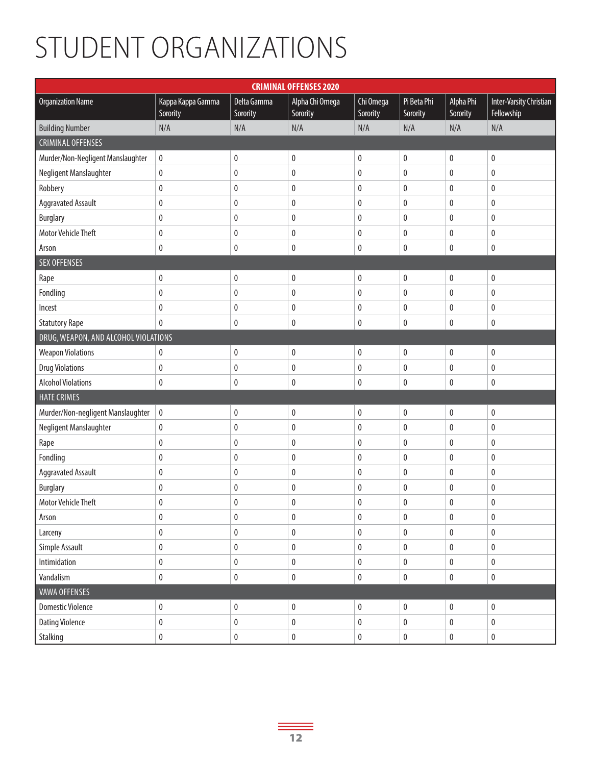# STUDENT ORGANIZATIONS

| CRIMINAL OFFENSES 2020 | | | | | | | |
|---|---|---|---|---|---|---|---|
| Organization Name | Kappa Kappa Gamma Sorority | Delta Gamma Sorority | Alpha Chi Omega Sorority | Chi Omega Sorority | Pi Beta Phi Sorority | Alpha Phi Sorority | Inter-Varsity Christian Fellowship |
| Building Number | N/A | N/A | N/A | N/A | N/A | N/A | N/A |
| CRIMINAL OFFENSES | | | | | | | |
| Murder/Non-Negligent Manslaughter | 0 | 0 | 0 | 0 | 0 | 0 | 0 |
| Negligent Manslaughter | 0 | 0 | 0 | 0 | 0 | 0 | 0 |
| Robbery | 0 | 0 | 0 | 0 | 0 | 0 | 0 |
| Aggravated Assault | 0 | 0 | 0 | 0 | 0 | 0 | 0 |
| Burglary | 0 | 0 | 0 | 0 | 0 | 0 | 0 |
| Motor Vehicle Theft | 0 | 0 | 0 | 0 | 0 | 0 | 0 |
| Arson | 0 | 0 | 0 | 0 | 0 | 0 | 0 |
| SEX OFFENSES | | | | | | | |
| Rape | 0 | 0 | 0 | 0 | 0 | 0 | 0 |
| Fondling | 0 | 0 | 0 | 0 | 0 | 0 | 0 |
| Incest | 0 | 0 | 0 | 0 | 0 | 0 | 0 |
| Statutory Rape | 0 | 0 | 0 | 0 | 0 | 0 | 0 |
| DRUG, WEAPON, AND ALCOHOL VIOLATIONS | | | | | | | |
| Weapon Violations | 0 | 0 | 0 | 0 | 0 | 0 | 0 |
| Drug Violations | 0 | 0 | 0 | 0 | 0 | 0 | 0 |
| Alcohol Violations | 0 | 0 | 0 | 0 | 0 | 0 | 0 |
| HATE CRIMES | | | | | | | |
| Murder/Non-negligent Manslaughter | 0 | 0 | 0 | 0 | 0 | 0 | 0 |
| Negligent Manslaughter | 0 | 0 | 0 | 0 | 0 | 0 | 0 |
| Rape | 0 | 0 | 0 | 0 | 0 | 0 | 0 |
| Fondling | 0 | 0 | 0 | 0 | 0 | 0 | 0 |
| Aggravated Assault | 0 | 0 | 0 | 0 | 0 | 0 | 0 |
| Burglary | 0 | 0 | 0 | 0 | 0 | 0 | 0 |
| Motor Vehicle Theft | 0 | 0 | 0 | 0 | 0 | 0 | 0 |
| Arson | 0 | 0 | 0 | 0 | 0 | 0 | 0 |
| Larceny | 0 | 0 | 0 | 0 | 0 | 0 | 0 |
| Simple Assault | 0 | 0 | 0 | 0 | 0 | 0 | 0 |
| Intimidation | 0 | 0 | 0 | 0 | 0 | 0 | 0 |
| Vandalism | 0 | 0 | 0 | 0 | 0 | 0 | 0 |
| VAWA OFFENSES | | | | | | | |
| Domestic Violence | 0 | 0 | 0 | 0 | 0 | 0 | 0 |
| Dating Violence | 0 | 0 | 0 | 0 | 0 | 0 | 0 |
| Stalking | 0 | 0 | 0 | 0 | 0 | 0 | 0 |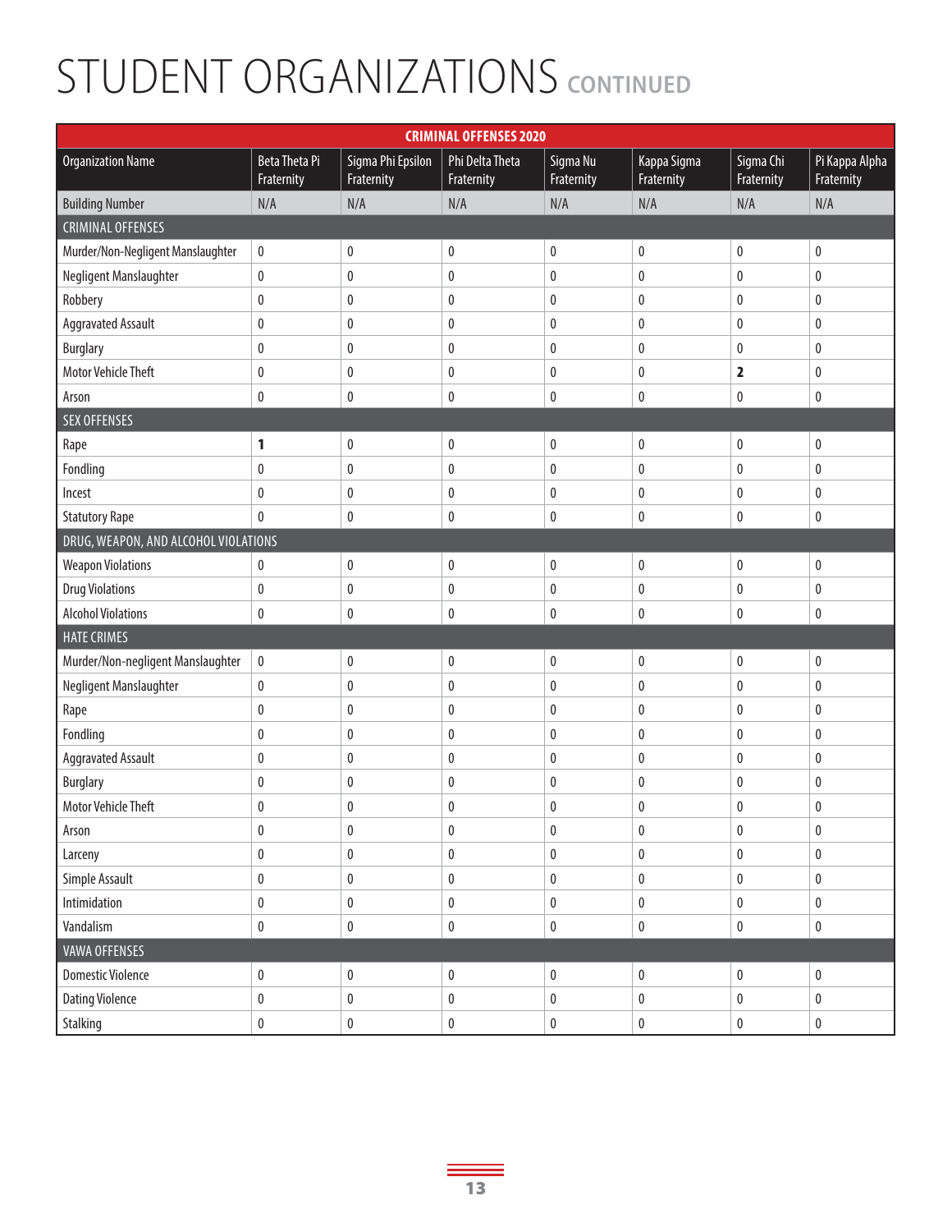# STUDENT ORGANIZATIONS CONTINUED

| CRIMINAL OFFENSES 2020 | | | | | | | |
|---|---|---|---|---|---|---|---|
| Organization Name | Beta Theta Pi Fraternity | Sigma Phi Epsilon Fraternity | Phi Delta Theta Fraternity | Sigma Nu Fraternity | Kappa Sigma Fraternity | Sigma Chi Fraternity | Pi Kappa Alpha Fraternity |
| Building Number | N/A | N/A | N/A | N/A | N/A | N/A | N/A |
| CRIMINAL OFFENSES | | | | | | | |
| Murder/Non-Negligent Manslaughter | 0 | 0 | 0 | 0 | 0 | 0 | 0 |
| Negligent Manslaughter | 0 | 0 | 0 | 0 | 0 | 0 | 0 |
| Robbery | 0 | 0 | 0 | 0 | 0 | 0 | 0 |
| Aggravated Assault | 0 | 0 | 0 | 0 | 0 | 0 | 0 |
| Burglary | 0 | 0 | 0 | 0 | 0 | 0 | 0 |
| Motor Vehicle Theft | 0 | 0 | 0 | 0 | 0 | **2** | 0 |
| Arson | 0 | 0 | 0 | 0 | 0 | 0 | 0 |
| SEX OFFENSES | | | | | | | |
| Rape | **1** | 0 | 0 | 0 | 0 | 0 | 0 |
| Fondling | 0 | 0 | 0 | 0 | 0 | 0 | 0 |
| Incest | 0 | 0 | 0 | 0 | 0 | 0 | 0 |
| Statutory Rape | 0 | 0 | 0 | 0 | 0 | 0 | 0 |
| DRUG, WEAPON, AND ALCOHOL VIOLATIONS | | | | | | | |
| Weapon Violations | 0 | 0 | 0 | 0 | 0 | 0 | 0 |
| Drug Violations | 0 | 0 | 0 | 0 | 0 | 0 | 0 |
| Alcohol Violations | 0 | 0 | 0 | 0 | 0 | 0 | 0 |
| HATE CRIMES | | | | | | | |
| Murder/Non-negligent Manslaughter | 0 | 0 | 0 | 0 | 0 | 0 | 0 |
| Negligent Manslaughter | 0 | 0 | 0 | 0 | 0 | 0 | 0 |
| Rape | 0 | 0 | 0 | 0 | 0 | 0 | 0 |
| Fondling | 0 | 0 | 0 | 0 | 0 | 0 | 0 |
| Aggravated Assault | 0 | 0 | 0 | 0 | 0 | 0 | 0 |
| Burglary | 0 | 0 | 0 | 0 | 0 | 0 | 0 |
| Motor Vehicle Theft | 0 | 0 | 0 | 0 | 0 | 0 | 0 |
| Arson | 0 | 0 | 0 | 0 | 0 | 0 | 0 |
| Larceny | 0 | 0 | 0 | 0 | 0 | 0 | 0 |
| Simple Assault | 0 | 0 | 0 | 0 | 0 | 0 | 0 |
| Intimidation | 0 | 0 | 0 | 0 | 0 | 0 | 0 |
| Vandalism | 0 | 0 | 0 | 0 | 0 | 0 | 0 |
| VAWA OFFENSES | | | | | | | |
| Domestic Violence | 0 | 0 | 0 | 0 | 0 | 0 | 0 |
| Dating Violence | 0 | 0 | 0 | 0 | 0 | 0 | 0 |
| Stalking | 0 | 0 | 0 | 0 | 0 | 0 | 0 |